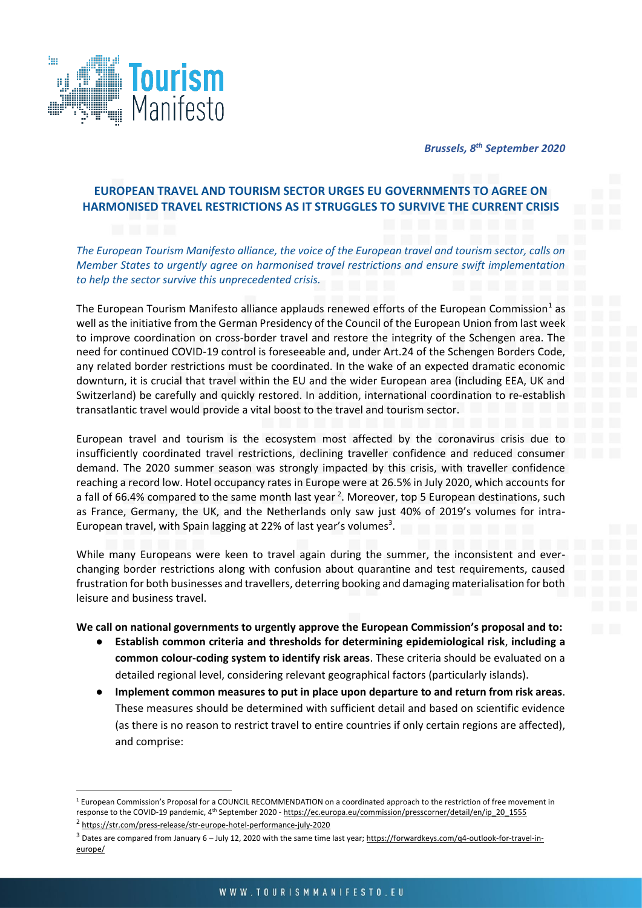*Brussels, 8th September 2020*

## EUROPEAN TRAVEL AND TOURISM SECTOR URGES EU GOVERNMENTS TO AGREE ON HARMONISED TRAVEL RESTRICTIONS AS IT STRUGGLES TO SURVIVE THE CURRENT CRISIS

*The European Tourism Manifesto alliance, the voice of the European travel and tourism sector, calls on Member States to urgently agree on harmonised travel restrictions and ensure swift implementation to help the sector survive this unprecedented crisis.*

The European Tourism Manifesto alliance applauds renewed efforts of the European Commission[1] as well as the initiative from the German Presidency of the Council of the European Union from last week to improve coordination on cross-border travel and restore the integrity of the Schengen area. The need for continued COVID-19 control is foreseeable and, under Art.24 of the Schengen Borders Code, any related border restrictions must be coordinated. In the wake of an expected dramatic economic downturn, it is crucial that travel within the EU and the wider European area (including EEA, UK and Switzerland) be carefully and quickly restored. In addition, international coordination to re-establish transatlantic travel would provide a vital boost to the travel and tourism sector.

European travel and tourism is the ecosystem most affected by the coronavirus crisis due to insufficiently coordinated travel restrictions, declining traveller confidence and reduced consumer demand. The 2020 summer season was strongly impacted by this crisis, with traveller confidence reaching a record low. Hotel occupancy rates in Europe were at 26.5% in July 2020, which accounts for a fall of 66.4% compared to the same month last year[2]. Moreover, top 5 European destinations, such as France, Germany, the UK, and the Netherlands only saw just 40% of 2019's volumes for intra-European travel, with Spain lagging at 22% of last year's volumes[3].

While many Europeans were keen to travel again during the summer, the inconsistent and ever-changing border restrictions along with confusion about quarantine and test requirements, caused frustration for both businesses and travellers, deterring booking and damaging materialisation for both leisure and business travel.

**We call on national governments to urgently approve the European Commission's proposal and to:**

- **Establish common criteria and thresholds for determining epidemiological risk**, **including a common colour-coding system to identify risk areas**. These criteria should be evaluated on a detailed regional level, considering relevant geographical factors (particularly islands).
- **Implement common measures to put in place upon departure to and return from risk areas**. These measures should be determined with sufficient detail and based on scientific evidence (as there is no reason to restrict travel to entire countries if only certain regions are affected), and comprise:

---

[1] European Commission's Proposal for a COUNCIL RECOMMENDATION on a coordinated approach to the restriction of free movement in response to the COVID-19 pandemic, 4th September 2020 - https://ec.europa.eu/commission/presscorner/detail/en/ip_20_1555

[2] https://str.com/press-release/str-europe-hotel-performance-july-2020

[3] Dates are compared from January 6 – July 12, 2020 with the same time last year; https://forwardkeys.com/q4-outlook-for-travel-in-europe/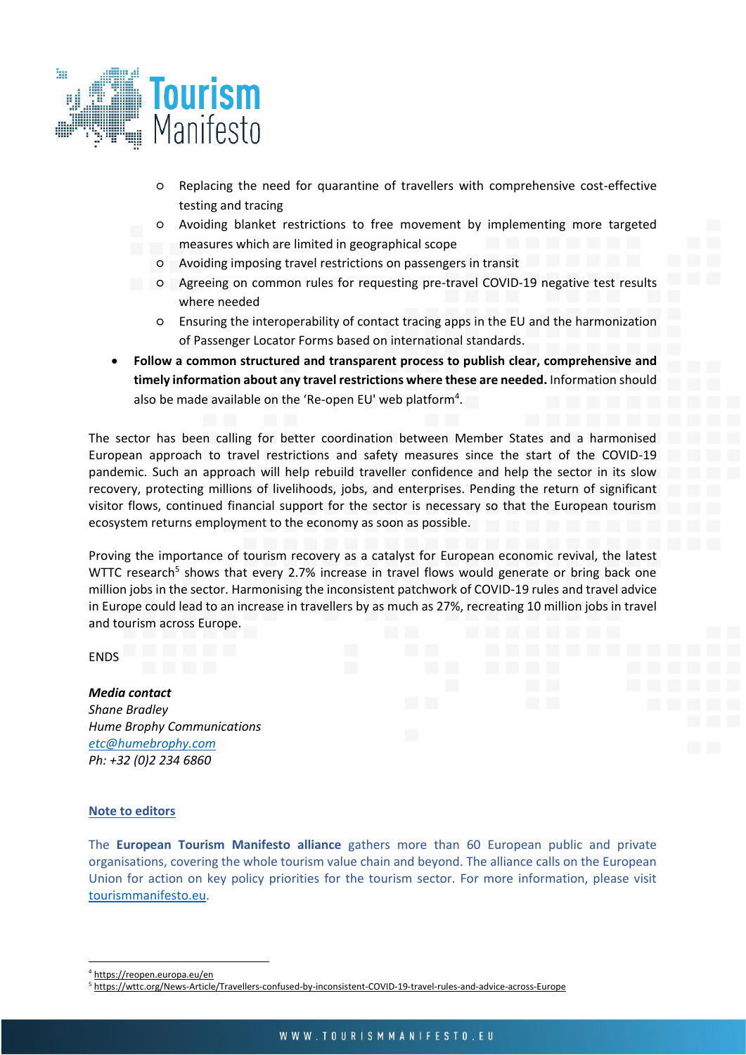- Replacing the need for quarantine of travellers with comprehensive cost-effective testing and tracing
    - Avoiding blanket restrictions to free movement by implementing more targeted measures which are limited in geographical scope
    - Avoiding imposing travel restrictions on passengers in transit
    - Agreeing on common rules for requesting pre-travel COVID-19 negative test results where needed
    - Ensuring the interoperability of contact tracing apps in the EU and the harmonization of Passenger Locator Forms based on international standards.
- **Follow a common structured and transparent process to publish clear, comprehensive and timely information about any travel restrictions where these are needed.** Information should also be made available on the 'Re-open EU' web platform[4].

The sector has been calling for better coordination between Member States and a harmonised European approach to travel restrictions and safety measures since the start of the COVID-19 pandemic. Such an approach will help rebuild traveller confidence and help the sector in its slow recovery, protecting millions of livelihoods, jobs, and enterprises. Pending the return of significant visitor flows, continued financial support for the sector is necessary so that the European tourism ecosystem returns employment to the economy as soon as possible.

Proving the importance of tourism recovery as a catalyst for European economic revival, the latest WTTC research[5] shows that every 2.7% increase in travel flows would generate or bring back one million jobs in the sector. Harmonising the inconsistent patchwork of COVID-19 rules and travel advice in Europe could lead to an increase in travellers by as much as 27%, recreating 10 million jobs in travel and tourism across Europe.

ENDS

***Media contact***
*Shane Bradley*
*Hume Brophy Communications*
*etc@humebrophy.com*
*Ph: +32 (0)2 234 6860*

**Note to editors**

The **European Tourism Manifesto alliance** gathers more than 60 European public and private organisations, covering the whole tourism value chain and beyond. The alliance calls on the European Union for action on key policy priorities for the tourism sector. For more information, please visit tourismmanifesto.eu.

---

[4] https://reopen.europa.eu/en

[5] https://wttc.org/News-Article/Travellers-confused-by-inconsistent-COVID-19-travel-rules-and-advice-across-Europe